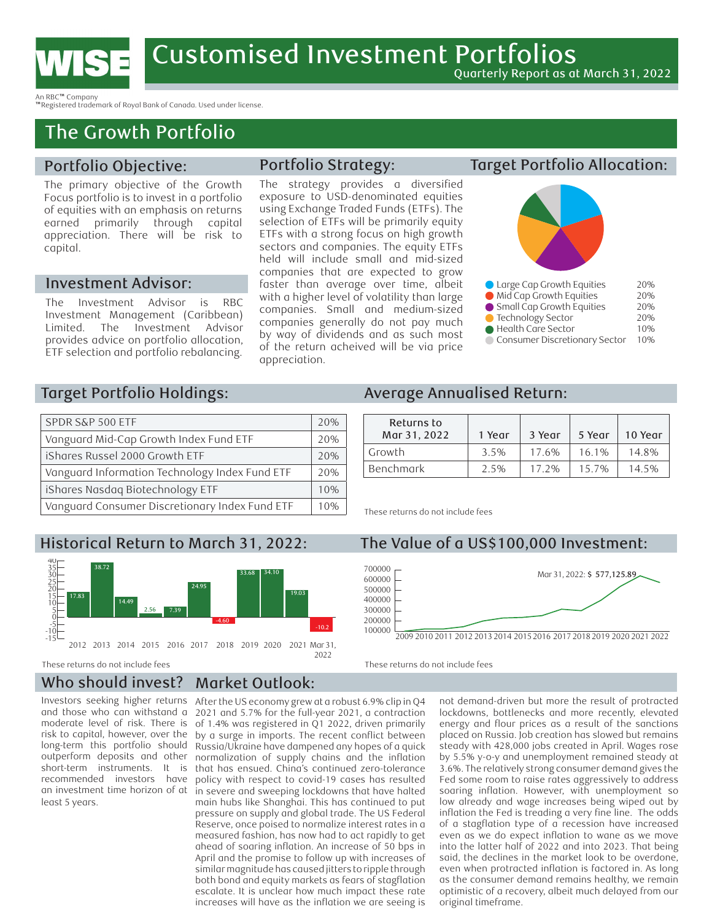# WISE

An RBC™ Company
™Registered trademark of Royal Bank of Canada. Used under license.

# Customised Investment Portfolios

Quarterly Report as at March 31, 2022

## The Growth Portfolio

### Portfolio Objective:

The primary objective of the Growth Focus portfolio is to invest in a portfolio of equities with an emphasis on returns earned primarily through capital appreciation. There will be risk to capital.

### Investment Advisor:

The Investment Advisor is RBC Investment Management (Caribbean) Limited. The Investment Advisor provides advice on portfolio allocation, ETF selection and portfolio rebalancing.

### Portfolio Strategy:

The strategy provides a diversified exposure to USD-denominated equities using Exchange Traded Funds (ETFs). The selection of ETFs will be primarily equity ETFs with a strong focus on high growth sectors and companies. The equity ETFs held will include small and mid-sized companies that are expected to grow faster than average over time, albeit with a higher level of volatility than large companies. Small and medium-sized companies generally do not pay much by way of dividends and as such most of the return acheived will be via price appreciation.

### Target Portfolio Allocation:

| Allocation | % |
|---|---|
| Large Cap Growth Equities | 20% |
| Mid Cap Growth Equities | 20% |
| Small Cap Growth Equities | 20% |
| Technology Sector | 20% |
| Health Care Sector | 10% |
| Consumer Discretionary Sector | 10% |

### Target Portfolio Holdings:

| Holding | % |
|---|---|
| SPDR S&P 500 ETF | 20% |
| Vanguard Mid-Cap Growth Index Fund ETF | 20% |
| iShares Russel 2000 Growth ETF | 20% |
| Vanguard Information Technology Index Fund ETF | 20% |
| iShares Nasdaq Biotechnology ETF | 10% |
| Vanguard Consumer Discretionary Index Fund ETF | 10% |

### Average Annualised Return:

| Returns to Mar 31, 2022 | 1 Year | 3 Year | 5 Year | 10 Year |
|---|---|---|---|---|
| Growth | 3.5% | 17.6% | 16.1% | 14.8% |
| Benchmark | 2.5% | 17.2% | 15.7% | 14.5% |

These returns do not include fees

### Historical Return to March 31, 2022:

| 2012 | 2013 | 2014 | 2015 | 2016 | 2017 | 2018 | 2019 | 2020 | 2021 | Mar 31, 2022 |
|---|---|---|---|---|---|---|---|---|---|---|
| 17.83 | 38.72 | 14.49 | 2.56 | 7.39 | 24.95 | -4.60 | 33.68 | 34.10 | 19.03 | -10.2 |

These returns do not include fees

### The Value of a US$100,000 Investment:

Mar 31, 2022: $ 577,125.89

These returns do not include fees

### Who should invest?

Investors seeking higher returns and those who can withstand a moderate level of risk. There is risk to capital, however, over the long-term this portfolio should outperform deposits and other short-term instruments. It is recommended investors have an investment time horizon of at least 5 years.

### Market Outlook:

After the US economy grew at a robust 6.9% clip in Q4 2021 and 5.7% for the full-year 2021, a contraction of 1.4% was registered in Q1 2022, driven primarily by a surge in imports. The recent conflict between Russia/Ukraine have dampened any hopes of a quick normalization of supply chains and the inflation that has ensued. China's continued zero-tolerance policy with respect to covid-19 cases has resulted in severe and sweeping lockdowns that have halted main hubs like Shanghai. This has continued to put pressure on supply and global trade. The US Federal Reserve, once poised to normalize interest rates in a measured fashion, has now had to act rapidly to get ahead of soaring inflation. An increase of 50 bps in April and the promise to follow up with increases of similar magnitude has caused jitters to ripple through both bond and equity markets as fears of stagflation escalate. It is unclear how much impact these rate increases will have as the inflation we are seeing is not demand-driven but more the result of protracted lockdowns, bottlenecks and more recently, elevated energy and flour prices as a result of the sanctions placed on Russia. Job creation has slowed but remains steady with 428,000 jobs created in April. Wages rose by 5.5% y-o-y and unemployment remained steady at 3.6%. The relatively strong consumer demand gives the Fed some room to raise rates aggressively to address soaring inflation. However, with unemployment so low already and wage increases being wiped out by inflation the Fed is treading a very fine line. The odds of a stagflation type of a recession have increased even as we do expect inflation to wane as we move into the latter half of 2022 and into 2023. That being said, the declines in the market look to be overdone, even when protracted inflation is factored in. As long as the consumer demand remains healthy, we remain optimistic of a recovery, albeit much delayed from our original timeframe.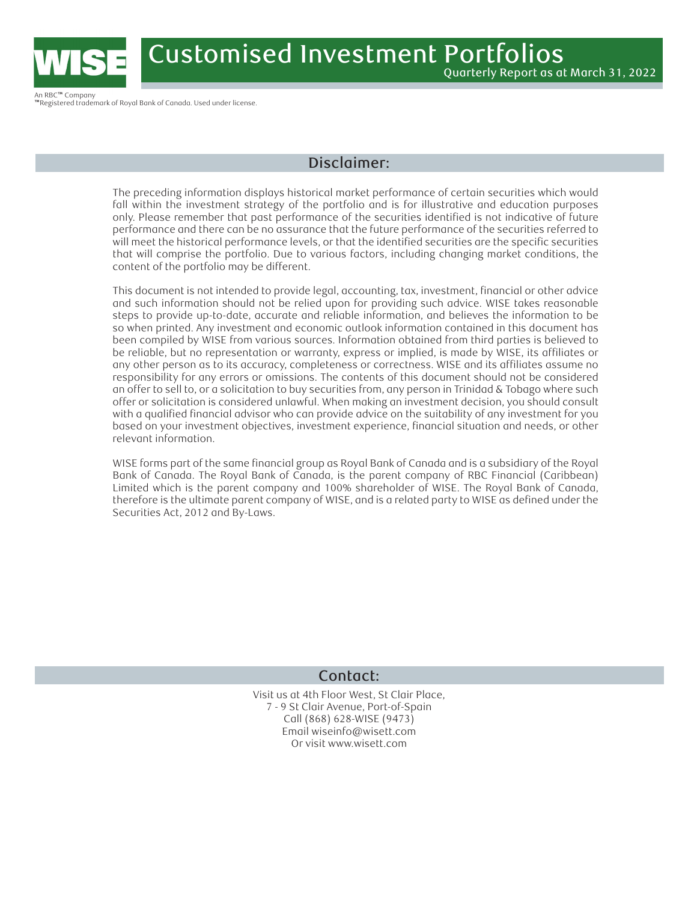WISE

# Customised Investment Portfolios

Quarterly Report as at March 31, 2022

An RBC™ Company
™Registered trademark of Royal Bank of Canada. Used under license.

## Disclaimer:

The preceding information displays historical market performance of certain securities which would fall within the investment strategy of the portfolio and is for illustrative and education purposes only. Please remember that past performance of the securities identified is not indicative of future performance and there can be no assurance that the future performance of the securities referred to will meet the historical performance levels, or that the identified securities are the specific securities that will comprise the portfolio. Due to various factors, including changing market conditions, the content of the portfolio may be different.

This document is not intended to provide legal, accounting, tax, investment, financial or other advice and such information should not be relied upon for providing such advice. WISE takes reasonable steps to provide up-to-date, accurate and reliable information, and believes the information to be so when printed. Any investment and economic outlook information contained in this document has been compiled by WISE from various sources. Information obtained from third parties is believed to be reliable, but no representation or warranty, express or implied, is made by WISE, its affiliates or any other person as to its accuracy, completeness or correctness. WISE and its affiliates assume no responsibility for any errors or omissions. The contents of this document should not be considered an offer to sell to, or a solicitation to buy securities from, any person in Trinidad & Tobago where such offer or solicitation is considered unlawful. When making an investment decision, you should consult with a qualified financial advisor who can provide advice on the suitability of any investment for you based on your investment objectives, investment experience, financial situation and needs, or other relevant information.

WISE forms part of the same financial group as Royal Bank of Canada and is a subsidiary of the Royal Bank of Canada. The Royal Bank of Canada, is the parent company of RBC Financial (Caribbean) Limited which is the parent company and 100% shareholder of WISE. The Royal Bank of Canada, therefore is the ultimate parent company of WISE, and is a related party to WISE as defined under the Securities Act, 2012 and By-Laws.

## Contact:

Visit us at 4th Floor West, St Clair Place,
7 - 9 St Clair Avenue, Port-of-Spain
Call (868) 628-WISE (9473)
Email wiseinfo@wisett.com
Or visit www.wisett.com